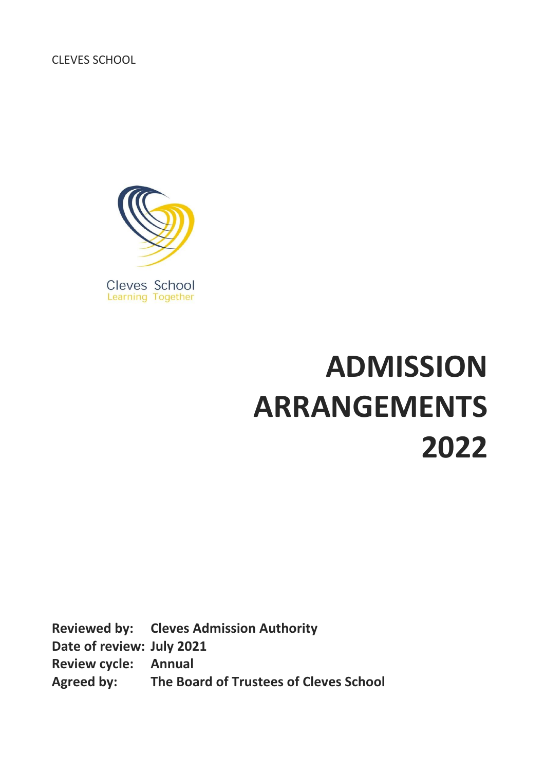CLEVES SCHOOL

Cleves School
Learning Together

# ADMISSION ARRANGEMENTS 2022

**Reviewed by:** **Cleves Admission Authority**
**Date of review:** **July 2021**
**Review cycle:** **Annual**
**Agreed by:** **The Board of Trustees of Cleves School**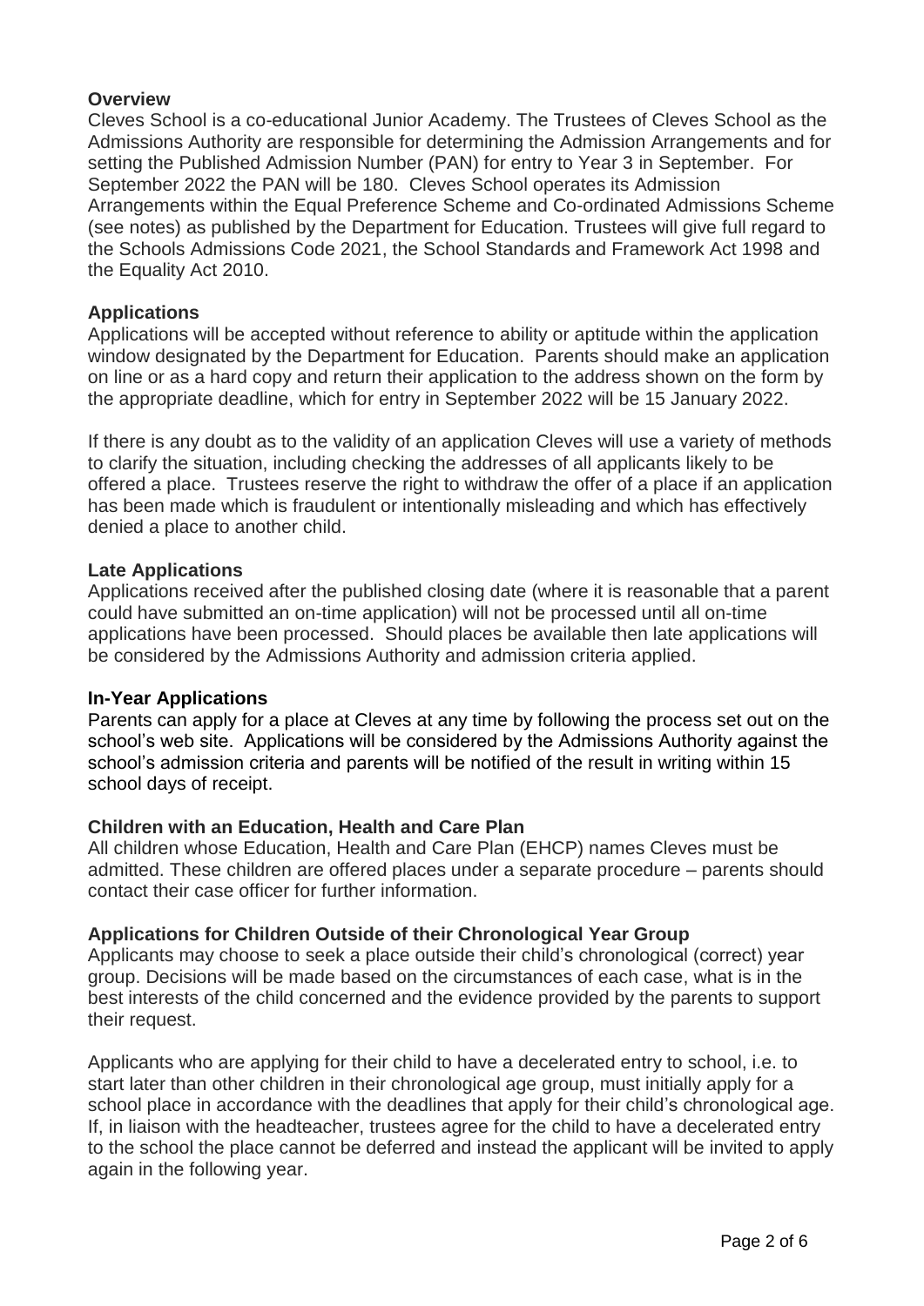## Overview

Cleves School is a co-educational Junior Academy. The Trustees of Cleves School as the Admissions Authority are responsible for determining the Admission Arrangements and for setting the Published Admission Number (PAN) for entry to Year 3 in September. For September 2022 the PAN will be 180. Cleves School operates its Admission Arrangements within the Equal Preference Scheme and Co-ordinated Admissions Scheme (see notes) as published by the Department for Education. Trustees will give full regard to the Schools Admissions Code 2021, the School Standards and Framework Act 1998 and the Equality Act 2010.

## Applications

Applications will be accepted without reference to ability or aptitude within the application window designated by the Department for Education. Parents should make an application on line or as a hard copy and return their application to the address shown on the form by the appropriate deadline, which for entry in September 2022 will be 15 January 2022.

If there is any doubt as to the validity of an application Cleves will use a variety of methods to clarify the situation, including checking the addresses of all applicants likely to be offered a place. Trustees reserve the right to withdraw the offer of a place if an application has been made which is fraudulent or intentionally misleading and which has effectively denied a place to another child.

## Late Applications

Applications received after the published closing date (where it is reasonable that a parent could have submitted an on-time application) will not be processed until all on-time applications have been processed. Should places be available then late applications will be considered by the Admissions Authority and admission criteria applied.

## In-Year Applications

Parents can apply for a place at Cleves at any time by following the process set out on the school's web site. Applications will be considered by the Admissions Authority against the school's admission criteria and parents will be notified of the result in writing within 15 school days of receipt.

## Children with an Education, Health and Care Plan

All children whose Education, Health and Care Plan (EHCP) names Cleves must be admitted. These children are offered places under a separate procedure – parents should contact their case officer for further information.

## Applications for Children Outside of their Chronological Year Group

Applicants may choose to seek a place outside their child's chronological (correct) year group. Decisions will be made based on the circumstances of each case, what is in the best interests of the child concerned and the evidence provided by the parents to support their request.

Applicants who are applying for their child to have a decelerated entry to school, i.e. to start later than other children in their chronological age group, must initially apply for a school place in accordance with the deadlines that apply for their child's chronological age. If, in liaison with the headteacher, trustees agree for the child to have a decelerated entry to the school the place cannot be deferred and instead the applicant will be invited to apply again in the following year.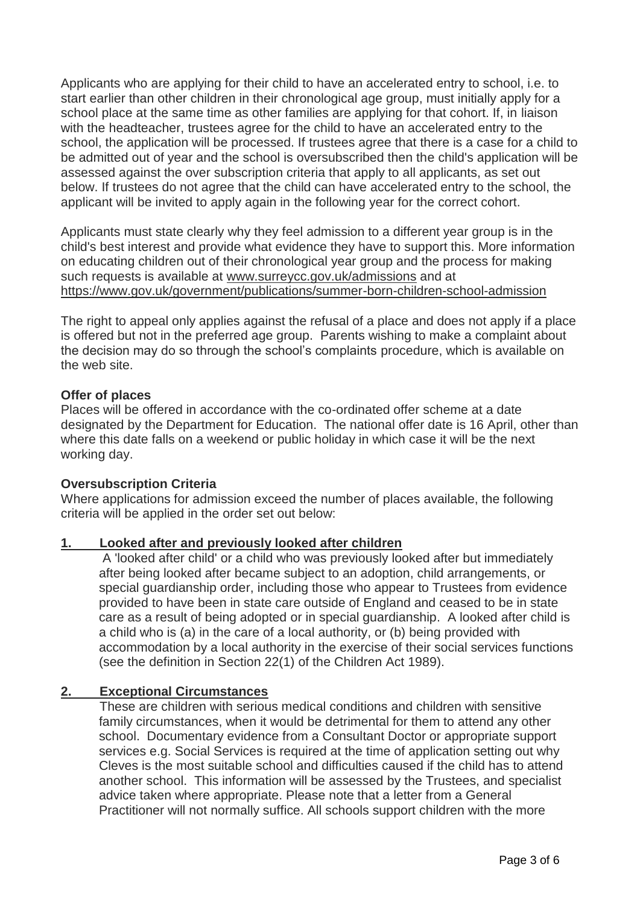Applicants who are applying for their child to have an accelerated entry to school, i.e. to start earlier than other children in their chronological age group, must initially apply for a school place at the same time as other families are applying for that cohort. If, in liaison with the headteacher, trustees agree for the child to have an accelerated entry to the school, the application will be processed. If trustees agree that there is a case for a child to be admitted out of year and the school is oversubscribed then the child's application will be assessed against the over subscription criteria that apply to all applicants, as set out below. If trustees do not agree that the child can have accelerated entry to the school, the applicant will be invited to apply again in the following year for the correct cohort.

Applicants must state clearly why they feel admission to a different year group is in the child's best interest and provide what evidence they have to support this. More information on educating children out of their chronological year group and the process for making such requests is available at www.surreycc.gov.uk/admissions and at https://www.gov.uk/government/publications/summer-born-children-school-admission

The right to appeal only applies against the refusal of a place and does not apply if a place is offered but not in the preferred age group. Parents wishing to make a complaint about the decision may do so through the school's complaints procedure, which is available on the web site.

**Offer of places**

Places will be offered in accordance with the co-ordinated offer scheme at a date designated by the Department for Education. The national offer date is 16 April, other than where this date falls on a weekend or public holiday in which case it will be the next working day.

**Oversubscription Criteria**

Where applications for admission exceed the number of places available, the following criteria will be applied in the order set out below:

**1. Looked after and previously looked after children**

A 'looked after child' or a child who was previously looked after but immediately after being looked after became subject to an adoption, child arrangements, or special guardianship order, including those who appear to Trustees from evidence provided to have been in state care outside of England and ceased to be in state care as a result of being adopted or in special guardianship. A looked after child is a child who is (a) in the care of a local authority, or (b) being provided with accommodation by a local authority in the exercise of their social services functions (see the definition in Section 22(1) of the Children Act 1989).

**2. Exceptional Circumstances**

These are children with serious medical conditions and children with sensitive family circumstances, when it would be detrimental for them to attend any other school. Documentary evidence from a Consultant Doctor or appropriate support services e.g. Social Services is required at the time of application setting out why Cleves is the most suitable school and difficulties caused if the child has to attend another school. This information will be assessed by the Trustees, and specialist advice taken where appropriate. Please note that a letter from a General Practitioner will not normally suffice. All schools support children with the more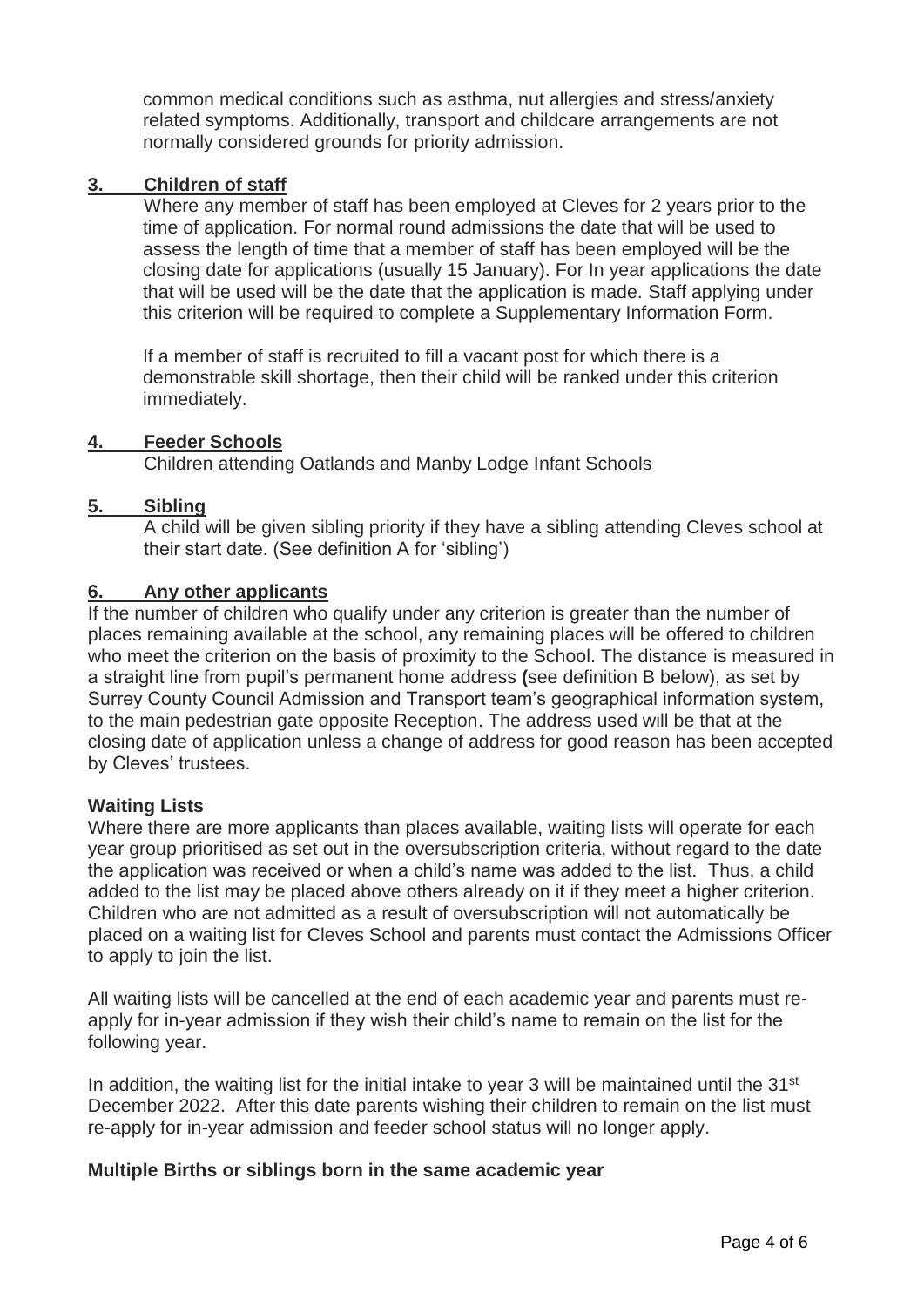common medical conditions such as asthma, nut allergies and stress/anxiety related symptoms. Additionally, transport and childcare arrangements are not normally considered grounds for priority admission.

**3. Children of staff**

Where any member of staff has been employed at Cleves for 2 years prior to the time of application. For normal round admissions the date that will be used to assess the length of time that a member of staff has been employed will be the closing date for applications (usually 15 January). For In year applications the date that will be used will be the date that the application is made. Staff applying under this criterion will be required to complete a Supplementary Information Form.

If a member of staff is recruited to fill a vacant post for which there is a demonstrable skill shortage, then their child will be ranked under this criterion immediately.

**4. Feeder Schools**

Children attending Oatlands and Manby Lodge Infant Schools

**5. Sibling**

A child will be given sibling priority if they have a sibling attending Cleves school at their start date. (See definition A for 'sibling')

**6. Any other applicants**

If the number of children who qualify under any criterion is greater than the number of places remaining available at the school, any remaining places will be offered to children who meet the criterion on the basis of proximity to the School. The distance is measured in a straight line from pupil's permanent home address **(**see definition B below), as set by Surrey County Council Admission and Transport team's geographical information system, to the main pedestrian gate opposite Reception. The address used will be that at the closing date of application unless a change of address for good reason has been accepted by Cleves' trustees.

**Waiting Lists**

Where there are more applicants than places available, waiting lists will operate for each year group prioritised as set out in the oversubscription criteria, without regard to the date the application was received or when a child's name was added to the list. Thus, a child added to the list may be placed above others already on it if they meet a higher criterion. Children who are not admitted as a result of oversubscription will not automatically be placed on a waiting list for Cleves School and parents must contact the Admissions Officer to apply to join the list.

All waiting lists will be cancelled at the end of each academic year and parents must re-apply for in-year admission if they wish their child's name to remain on the list for the following year.

In addition, the waiting list for the initial intake to year 3 will be maintained until the 31st December 2022. After this date parents wishing their children to remain on the list must re-apply for in-year admission and feeder school status will no longer apply.

**Multiple Births or siblings born in the same academic year**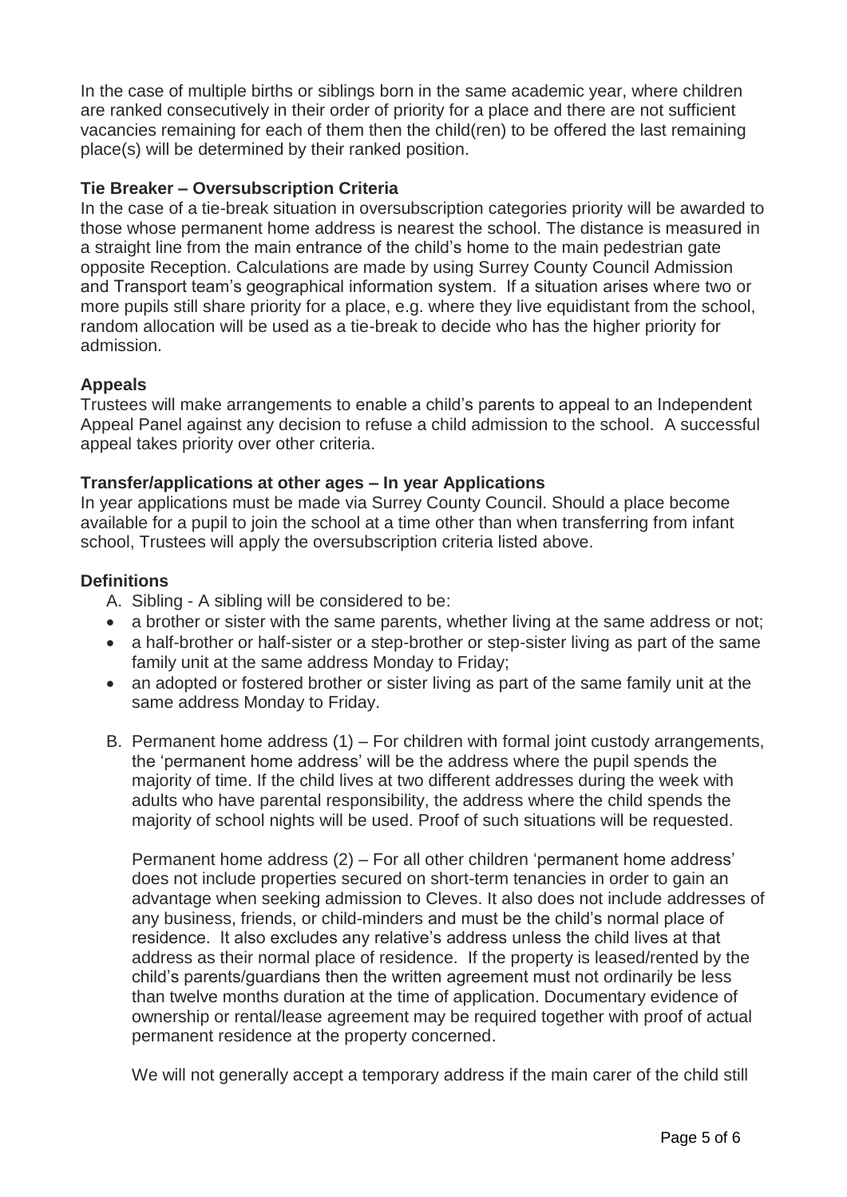In the case of multiple births or siblings born in the same academic year, where children are ranked consecutively in their order of priority for a place and there are not sufficient vacancies remaining for each of them then the child(ren) to be offered the last remaining place(s) will be determined by their ranked position.

**Tie Breaker – Oversubscription Criteria**

In the case of a tie-break situation in oversubscription categories priority will be awarded to those whose permanent home address is nearest the school. The distance is measured in a straight line from the main entrance of the child's home to the main pedestrian gate opposite Reception. Calculations are made by using Surrey County Council Admission and Transport team's geographical information system. If a situation arises where two or more pupils still share priority for a place, e.g. where they live equidistant from the school, random allocation will be used as a tie-break to decide who has the higher priority for admission.

**Appeals**

Trustees will make arrangements to enable a child's parents to appeal to an Independent Appeal Panel against any decision to refuse a child admission to the school. A successful appeal takes priority over other criteria.

**Transfer/applications at other ages – In year Applications**

In year applications must be made via Surrey County Council. Should a place become available for a pupil to join the school at a time other than when transferring from infant school, Trustees will apply the oversubscription criteria listed above.

**Definitions**

A. Sibling - A sibling will be considered to be:

- a brother or sister with the same parents, whether living at the same address or not;
- a half-brother or half-sister or a step-brother or step-sister living as part of the same family unit at the same address Monday to Friday;
- an adopted or fostered brother or sister living as part of the same family unit at the same address Monday to Friday.

B. Permanent home address (1) – For children with formal joint custody arrangements, the 'permanent home address' will be the address where the pupil spends the majority of time. If the child lives at two different addresses during the week with adults who have parental responsibility, the address where the child spends the majority of school nights will be used. Proof of such situations will be requested.

Permanent home address (2) – For all other children 'permanent home address' does not include properties secured on short-term tenancies in order to gain an advantage when seeking admission to Cleves. It also does not include addresses of any business, friends, or child-minders and must be the child's normal place of residence. It also excludes any relative's address unless the child lives at that address as their normal place of residence. If the property is leased/rented by the child's parents/guardians then the written agreement must not ordinarily be less than twelve months duration at the time of application. Documentary evidence of ownership or rental/lease agreement may be required together with proof of actual permanent residence at the property concerned.

We will not generally accept a temporary address if the main carer of the child still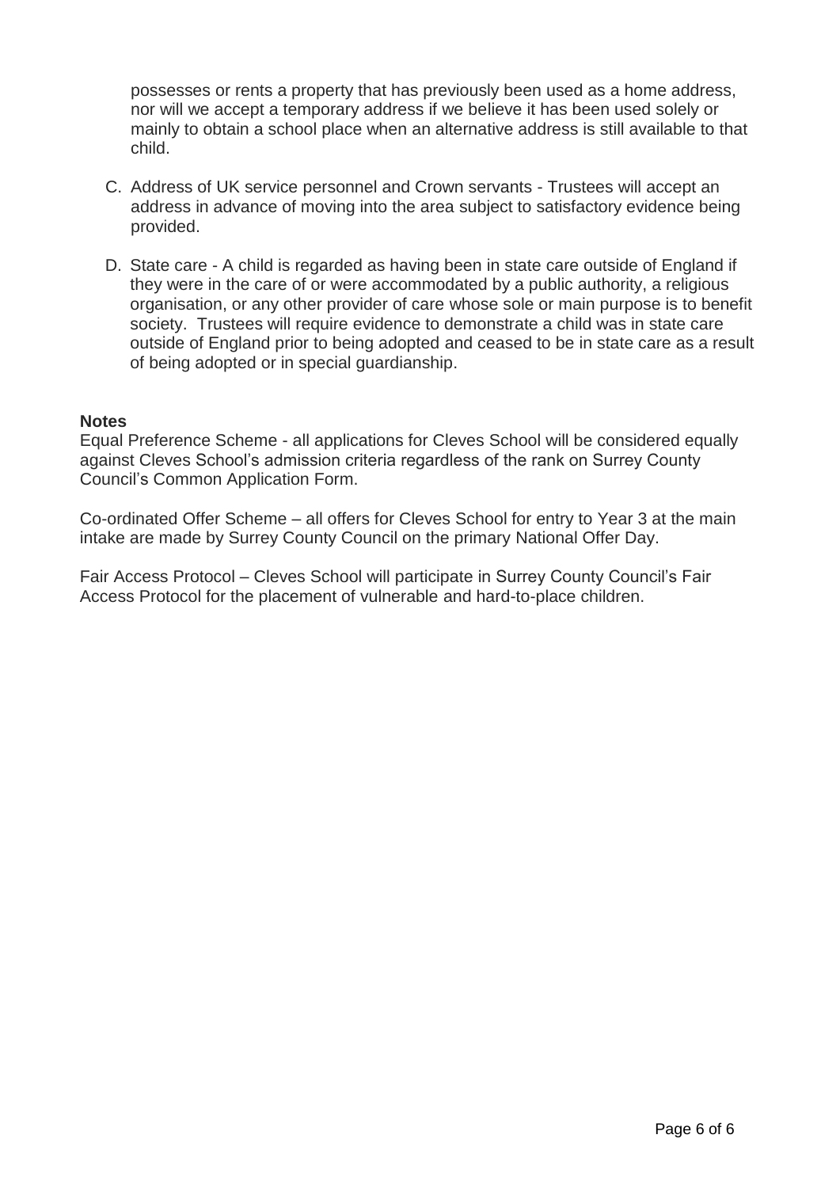possesses or rents a property that has previously been used as a home address, nor will we accept a temporary address if we believe it has been used solely or mainly to obtain a school place when an alternative address is still available to that child.

C. Address of UK service personnel and Crown servants - Trustees will accept an address in advance of moving into the area subject to satisfactory evidence being provided.

D. State care - A child is regarded as having been in state care outside of England if they were in the care of or were accommodated by a public authority, a religious organisation, or any other provider of care whose sole or main purpose is to benefit society. Trustees will require evidence to demonstrate a child was in state care outside of England prior to being adopted and ceased to be in state care as a result of being adopted or in special guardianship.

**Notes**

Equal Preference Scheme - all applications for Cleves School will be considered equally against Cleves School's admission criteria regardless of the rank on Surrey County Council's Common Application Form.

Co-ordinated Offer Scheme – all offers for Cleves School for entry to Year 3 at the main intake are made by Surrey County Council on the primary National Offer Day.

Fair Access Protocol – Cleves School will participate in Surrey County Council's Fair Access Protocol for the placement of vulnerable and hard-to-place children.